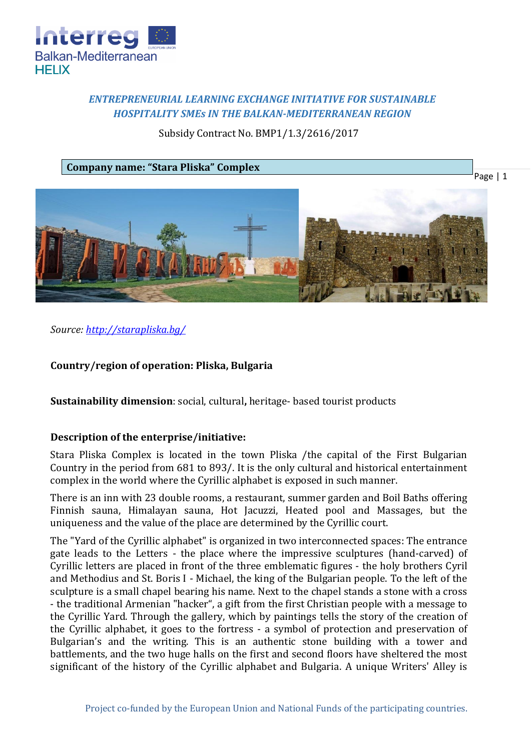***ENTREPRENEURIAL LEARNING EXCHANGE INITIATIVE FOR SUSTAINABLE HOSPITALITY SMEs IN THE BALKAN-MEDITERRANEAN REGION***

Subsidy Contract No. BMP1/1.3/2616/2017

**Company name: "Stara Pliska" Complex**

*Source: [http://starapliska.bg/](http://starapliska.bg/)*

**Country/region of operation: Pliska, Bulgaria**

**Sustainability dimension**: social, cultural**,** heritage- based tourist products

**Description of the enterprise/initiative:**

Stara Pliska Complex is located in the town Pliska /the capital of the First Bulgarian Country in the period from 681 to 893/. It is the only cultural and historical entertainment complex in the world where the Cyrillic alphabet is exposed in such manner.

There is an inn with 23 double rooms, a restaurant, summer garden and Boil Baths offering Finnish sauna, Himalayan sauna, Hot Jacuzzi, Heated pool and Massages, but the uniqueness and the value of the place are determined by the Cyrillic court.

The "Yard of the Cyrillic alphabet" is organized in two interconnected spaces: The entrance gate leads to the Letters - the place where the impressive sculptures (hand-carved) of Cyrillic letters are placed in front of the three emblematic figures - the holy brothers Cyril and Methodius and St. Boris I - Michael, the king of the Bulgarian people. To the left of the sculpture is a small chapel bearing his name. Next to the chapel stands a stone with a cross - the traditional Armenian "hacker", a gift from the first Christian people with a message to the Cyrillic Yard. Through the gallery, which by paintings tells the story of the creation of the Cyrillic alphabet, it goes to the fortress - a symbol of protection and preservation of Bulgarian's and the writing. This is an authentic stone building with a tower and battlements, and the two huge halls on the first and second floors have sheltered the most significant of the history of the Cyrillic alphabet and Bulgaria. A unique Writers' Alley is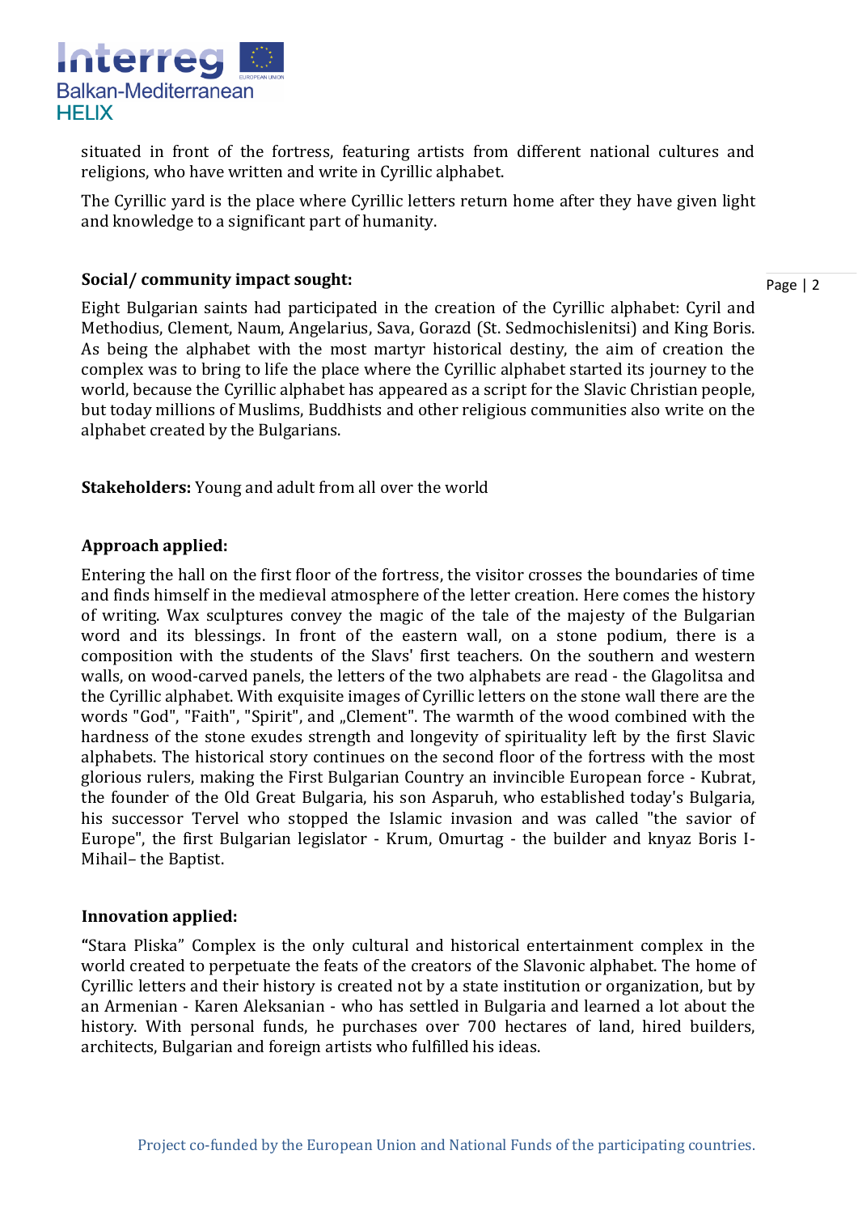situated in front of the fortress, featuring artists from different national cultures and religions, who have written and write in Cyrillic alphabet.

The Cyrillic yard is the place where Cyrillic letters return home after they have given light and knowledge to a significant part of humanity.

**Social/ community impact sought:**

Eight Bulgarian saints had participated in the creation of the Cyrillic alphabet: Cyril and Methodius, Clement, Naum, Angelarius, Sava, Gorazd (St. Sedmochislenitsi) and King Boris. As being the alphabet with the most martyr historical destiny, the aim of creation the complex was to bring to life the place where the Cyrillic alphabet started its journey to the world, because the Cyrillic alphabet has appeared as a script for the Slavic Christian people, but today millions of Muslims, Buddhists and other religious communities also write on the alphabet created by the Bulgarians.

**Stakeholders:** Young and adult from all over the world

**Approach applied:**

Entering the hall on the first floor of the fortress, the visitor crosses the boundaries of time and finds himself in the medieval atmosphere of the letter creation. Here comes the history of writing. Wax sculptures convey the magic of the tale of the majesty of the Bulgarian word and its blessings. In front of the eastern wall, on a stone podium, there is a composition with the students of the Slavs' first teachers. On the southern and western walls, on wood-carved panels, the letters of the two alphabets are read - the Glagolitsa and the Cyrillic alphabet. With exquisite images of Cyrillic letters on the stone wall there are the words "God", "Faith", "Spirit", and „Clement". The warmth of the wood combined with the hardness of the stone exudes strength and longevity of spirituality left by the first Slavic alphabets. The historical story continues on the second floor of the fortress with the most glorious rulers, making the First Bulgarian Country an invincible European force - Kubrat, the founder of the Old Great Bulgaria, his son Asparuh, who established today's Bulgaria, his successor Tervel who stopped the Islamic invasion and was called "the savior of Europe", the first Bulgarian legislator - Krum, Omurtag - the builder and knyaz Boris I-Mihail– the Baptist.

**Innovation applied:**

**"**Stara Pliska" Complex is the only cultural and historical entertainment complex in the world created to perpetuate the feats of the creators of the Slavonic alphabet. The home of Cyrillic letters and their history is created not by a state institution or organization, but by an Armenian - Karen Aleksanian - who has settled in Bulgaria and learned a lot about the history. With personal funds, he purchases over 700 hectares of land, hired builders, architects, Bulgarian and foreign artists who fulfilled his ideas.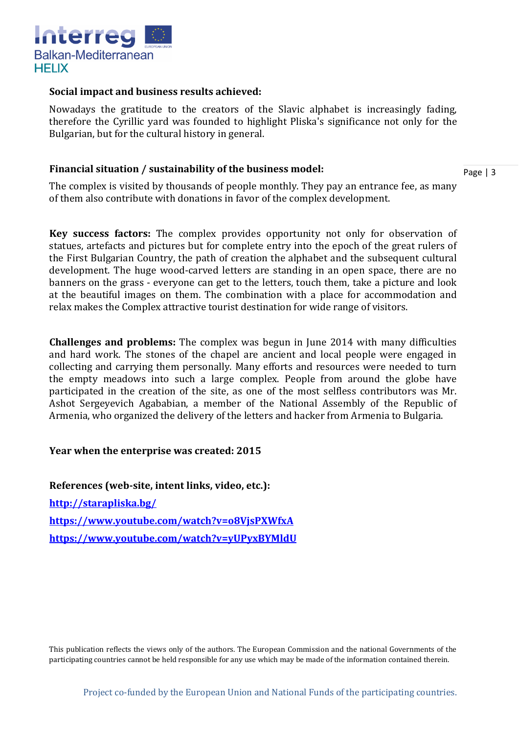**Social impact and business results achieved:**

Nowadays the gratitude to the creators of the Slavic alphabet is increasingly fading, therefore the Cyrillic yard was founded to highlight Pliska's significance not only for the Bulgarian, but for the cultural history in general.

**Financial situation / sustainability of the business model:**

The complex is visited by thousands of people monthly. They pay an entrance fee, as many of them also contribute with donations in favor of the complex development.

**Key success factors:** The complex provides opportunity not only for observation of statues, artefacts and pictures but for complete entry into the epoch of the great rulers of the First Bulgarian Country, the path of creation the alphabet and the subsequent cultural development. The huge wood-carved letters are standing in an open space, there are no banners on the grass - everyone can get to the letters, touch them, take a picture and look at the beautiful images on them. The combination with a place for accommodation and relax makes the Complex attractive tourist destination for wide range of visitors.

**Challenges and problems:** The complex was begun in June 2014 with many difficulties and hard work. The stones of the chapel are ancient and local people were engaged in collecting and carrying them personally. Many efforts and resources were needed to turn the empty meadows into such a large complex. People from around the globe have participated in the creation of the site, as one of the most selfless contributors was Mr. Ashot Sergeyevich Agababian, a member of the National Assembly of the Republic of Armenia, who organized the delivery of the letters and hacker from Armenia to Bulgaria.

**Year when the enterprise was created: 2015**

**References (web-site, intent links, video, etc.):**

**http://starapliska.bg/**

**https://www.youtube.com/watch?v=o8VjsPXWfxA**

**https://www.youtube.com/watch?v=yUPyxBYMldU**

This publication reflects the views only of the authors. The European Commission and the national Governments of the participating countries cannot be held responsible for any use which may be made of the information contained therein.

Project co-funded by the European Union and National Funds of the participating countries.